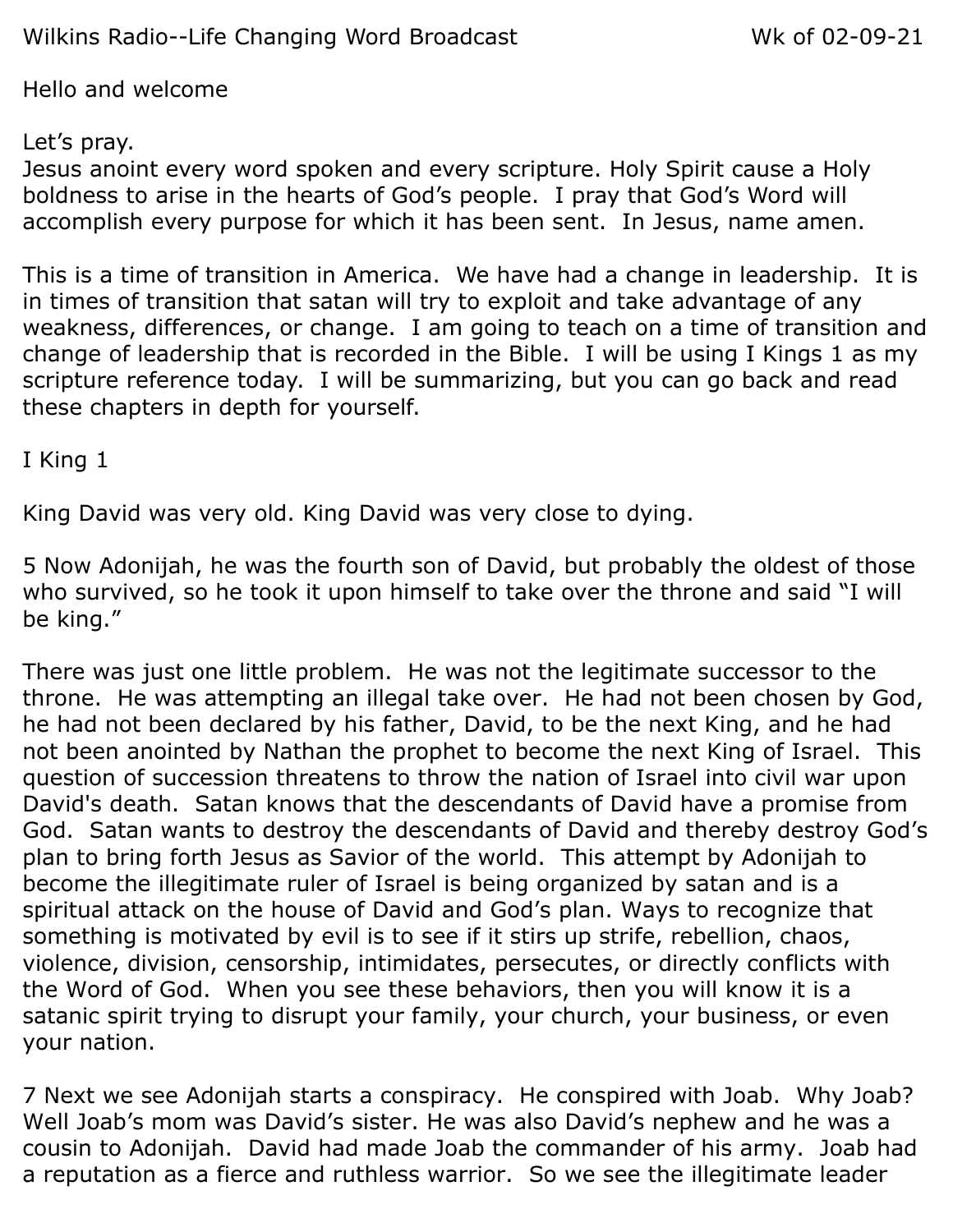Wilkins Radio--Life Changing Word Broadcast Wk of 02-09-21

Hello and welcome

Let's pray.
Jesus anoint every word spoken and every scripture. Holy Spirit cause a Holy boldness to arise in the hearts of God's people. I pray that God's Word will accomplish every purpose for which it has been sent. In Jesus, name amen.

This is a time of transition in America. We have had a change in leadership. It is in times of transition that satan will try to exploit and take advantage of any weakness, differences, or change. I am going to teach on a time of transition and change of leadership that is recorded in the Bible. I will be using I Kings 1 as my scripture reference today. I will be summarizing, but you can go back and read these chapters in depth for yourself.

I King 1

King David was very old. King David was very close to dying.

5 Now Adonijah, he was the fourth son of David, but probably the oldest of those who survived, so he took it upon himself to take over the throne and said "I will be king."

There was just one little problem. He was not the legitimate successor to the throne. He was attempting an illegal take over. He had not been chosen by God, he had not been declared by his father, David, to be the next King, and he had not been anointed by Nathan the prophet to become the next King of Israel. This question of succession threatens to throw the nation of Israel into civil war upon David's death. Satan knows that the descendants of David have a promise from God. Satan wants to destroy the descendants of David and thereby destroy God's plan to bring forth Jesus as Savior of the world. This attempt by Adonijah to become the illegitimate ruler of Israel is being organized by satan and is a spiritual attack on the house of David and God's plan. Ways to recognize that something is motivated by evil is to see if it stirs up strife, rebellion, chaos, violence, division, censorship, intimidates, persecutes, or directly conflicts with the Word of God. When you see these behaviors, then you will know it is a satanic spirit trying to disrupt your family, your church, your business, or even your nation.

7 Next we see Adonijah starts a conspiracy. He conspired with Joab. Why Joab? Well Joab's mom was David's sister. He was also David's nephew and he was a cousin to Adonijah. David had made Joab the commander of his army. Joab had a reputation as a fierce and ruthless warrior. So we see the illegitimate leader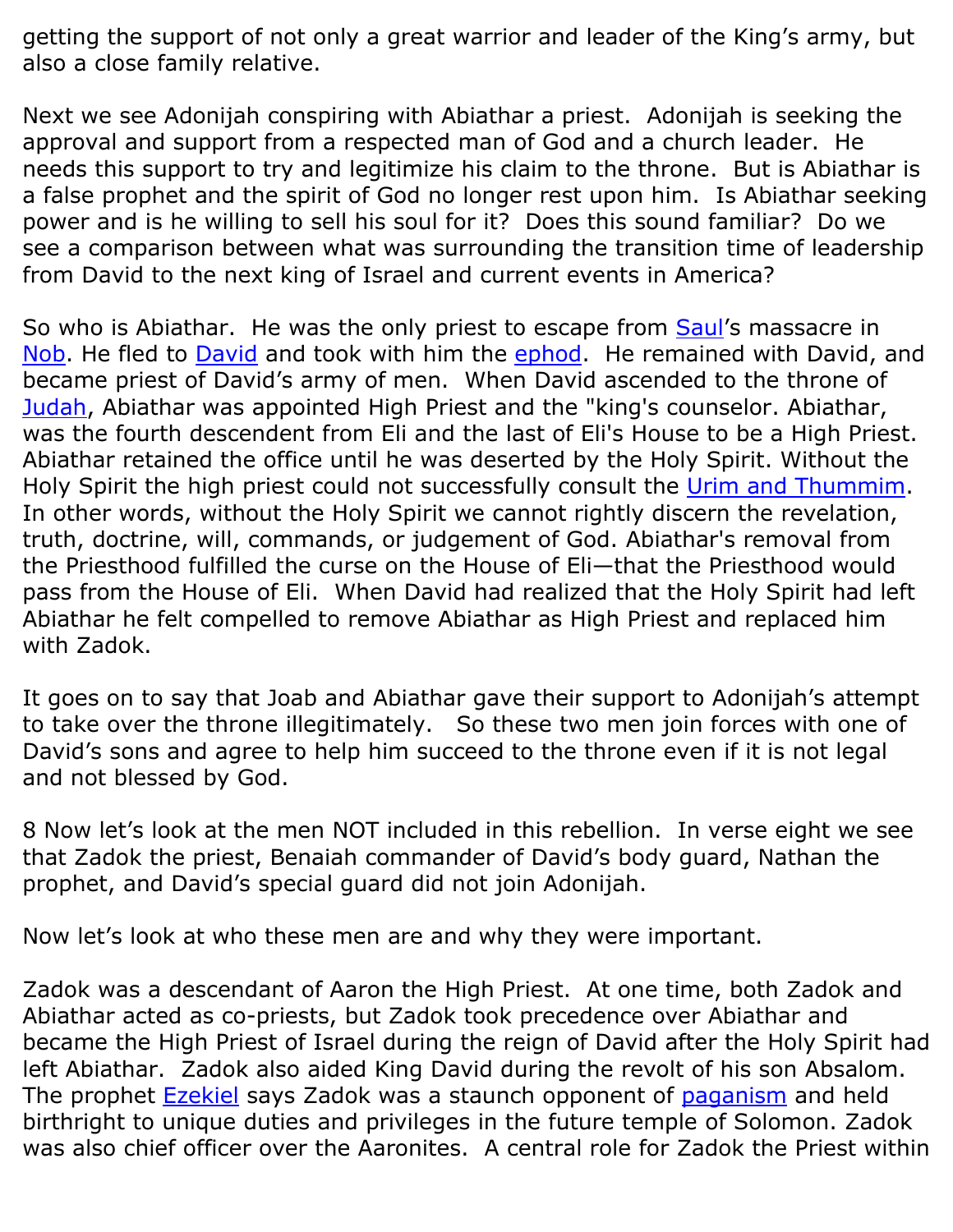getting the support of not only a great warrior and leader of the King's army, but also a close family relative.

Next we see Adonijah conspiring with Abiathar a priest. Adonijah is seeking the approval and support from a respected man of God and a church leader. He needs this support to try and legitimize his claim to the throne. But is Abiathar is a false prophet and the spirit of God no longer rest upon him. Is Abiathar seeking power and is he willing to sell his soul for it? Does this sound familiar? Do we see a comparison between what was surrounding the transition time of leadership from David to the next king of Israel and current events in America?

So who is Abiathar. He was the only priest to escape from [Saul]'s massacre in [Nob]. He fled to [David] and took with him the [ephod]. He remained with David, and became priest of David's army of men. When David ascended to the throne of [Judah], Abiathar was appointed High Priest and the "king's counselor. Abiathar, was the fourth descendent from Eli and the last of Eli's House to be a High Priest. Abiathar retained the office until he was deserted by the Holy Spirit. Without the Holy Spirit the high priest could not successfully consult the [Urim and Thummim]. In other words, without the Holy Spirit we cannot rightly discern the revelation, truth, doctrine, will, commands, or judgement of God. Abiathar's removal from the Priesthood fulfilled the curse on the House of Eli—that the Priesthood would pass from the House of Eli. When David had realized that the Holy Spirit had left Abiathar he felt compelled to remove Abiathar as High Priest and replaced him with Zadok.

It goes on to say that Joab and Abiathar gave their support to Adonijah's attempt to take over the throne illegitimately. So these two men join forces with one of David's sons and agree to help him succeed to the throne even if it is not legal and not blessed by God.

8 Now let's look at the men NOT included in this rebellion. In verse eight we see that Zadok the priest, Benaiah commander of David's body guard, Nathan the prophet, and David's special guard did not join Adonijah.

Now let's look at who these men are and why they were important.

Zadok was a descendant of Aaron the High Priest. At one time, both Zadok and Abiathar acted as co-priests, but Zadok took precedence over Abiathar and became the High Priest of Israel during the reign of David after the Holy Spirit had left Abiathar. Zadok also aided King David during the revolt of his son Absalom. The prophet [Ezekiel] says Zadok was a staunch opponent of [paganism] and held birthright to unique duties and privileges in the future temple of Solomon. Zadok was also chief officer over the Aaronites. A central role for Zadok the Priest within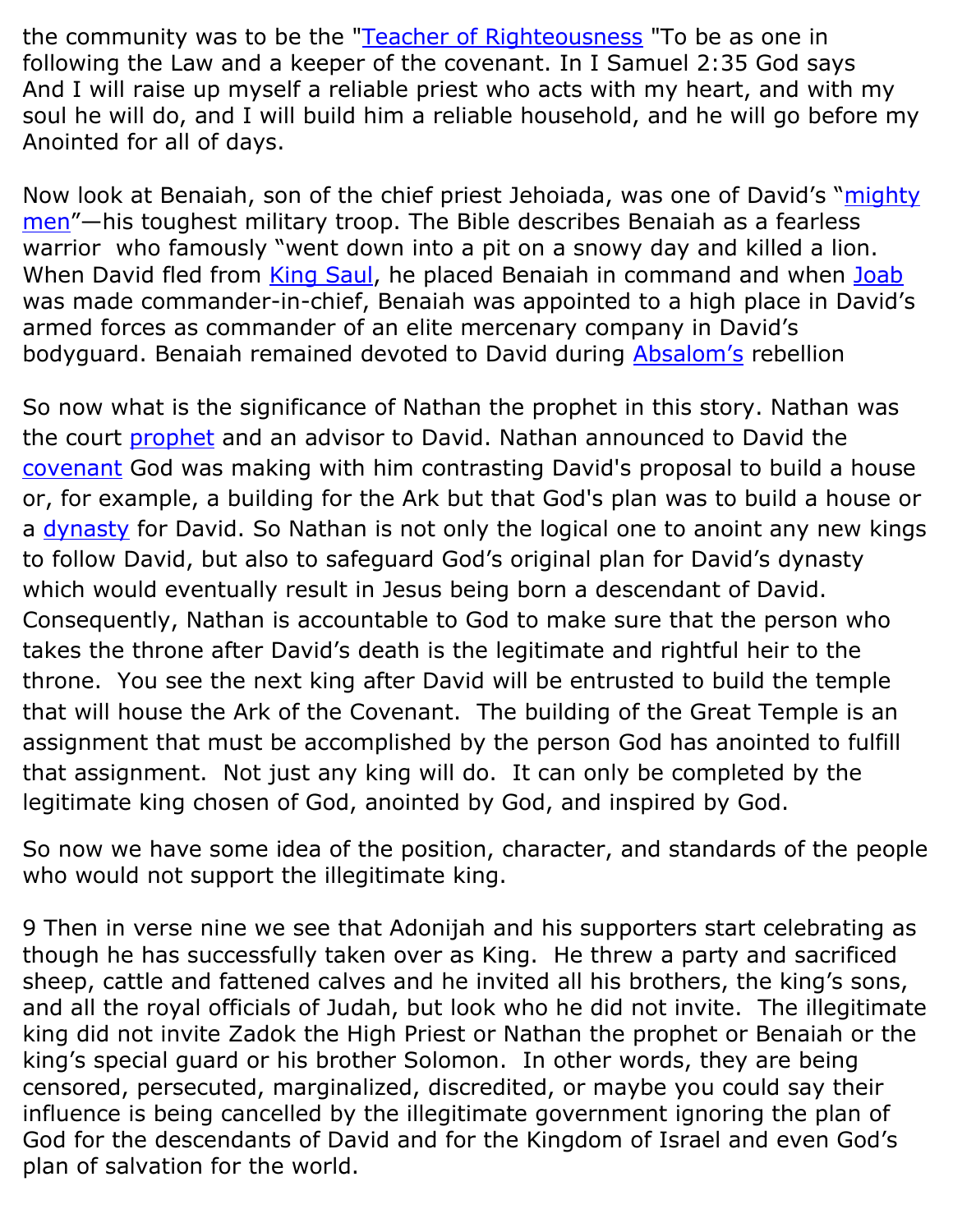the community was to be the "Teacher of Righteousness "To be as one in following the Law and a keeper of the covenant. In I Samuel 2:35 God says And I will raise up myself a reliable priest who acts with my heart, and with my soul he will do, and I will build him a reliable household, and he will go before my Anointed for all of days.

Now look at Benaiah, son of the chief priest Jehoiada, was one of David's "mighty men"—his toughest military troop. The Bible describes Benaiah as a fearless warrior who famously "went down into a pit on a snowy day and killed a lion. When David fled from King Saul, he placed Benaiah in command and when Joab was made commander-in-chief, Benaiah was appointed to a high place in David's armed forces as commander of an elite mercenary company in David's bodyguard. Benaiah remained devoted to David during Absalom's rebellion

So now what is the significance of Nathan the prophet in this story. Nathan was the court prophet and an advisor to David. Nathan announced to David the covenant God was making with him contrasting David's proposal to build a house or, for example, a building for the Ark but that God's plan was to build a house or a dynasty for David. So Nathan is not only the logical one to anoint any new kings to follow David, but also to safeguard God's original plan for David's dynasty which would eventually result in Jesus being born a descendant of David. Consequently, Nathan is accountable to God to make sure that the person who takes the throne after David's death is the legitimate and rightful heir to the throne. You see the next king after David will be entrusted to build the temple that will house the Ark of the Covenant. The building of the Great Temple is an assignment that must be accomplished by the person God has anointed to fulfill that assignment. Not just any king will do. It can only be completed by the legitimate king chosen of God, anointed by God, and inspired by God.

So now we have some idea of the position, character, and standards of the people who would not support the illegitimate king.

9 Then in verse nine we see that Adonijah and his supporters start celebrating as though he has successfully taken over as King. He threw a party and sacrificed sheep, cattle and fattened calves and he invited all his brothers, the king's sons, and all the royal officials of Judah, but look who he did not invite. The illegitimate king did not invite Zadok the High Priest or Nathan the prophet or Benaiah or the king's special guard or his brother Solomon. In other words, they are being censored, persecuted, marginalized, discredited, or maybe you could say their influence is being cancelled by the illegitimate government ignoring the plan of God for the descendants of David and for the Kingdom of Israel and even God's plan of salvation for the world.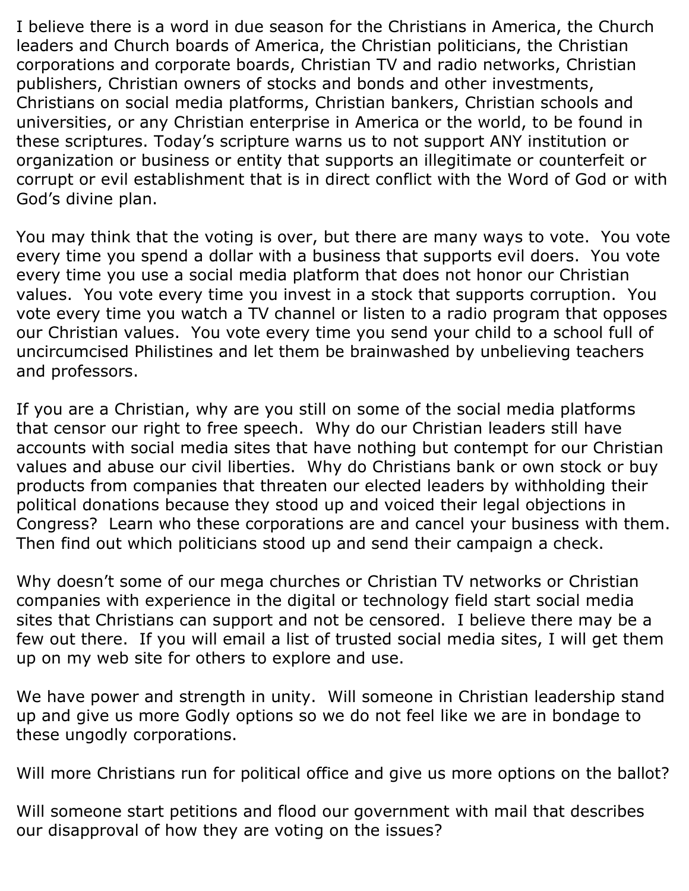I believe there is a word in due season for the Christians in America, the Church leaders and Church boards of America, the Christian politicians, the Christian corporations and corporate boards, Christian TV and radio networks, Christian publishers, Christian owners of stocks and bonds and other investments, Christians on social media platforms, Christian bankers, Christian schools and universities, or any Christian enterprise in America or the world, to be found in these scriptures. Today's scripture warns us to not support ANY institution or organization or business or entity that supports an illegitimate or counterfeit or corrupt or evil establishment that is in direct conflict with the Word of God or with God's divine plan.

You may think that the voting is over, but there are many ways to vote. You vote every time you spend a dollar with a business that supports evil doers. You vote every time you use a social media platform that does not honor our Christian values. You vote every time you invest in a stock that supports corruption. You vote every time you watch a TV channel or listen to a radio program that opposes our Christian values. You vote every time you send your child to a school full of uncircumcised Philistines and let them be brainwashed by unbelieving teachers and professors.

If you are a Christian, why are you still on some of the social media platforms that censor our right to free speech. Why do our Christian leaders still have accounts with social media sites that have nothing but contempt for our Christian values and abuse our civil liberties. Why do Christians bank or own stock or buy products from companies that threaten our elected leaders by withholding their political donations because they stood up and voiced their legal objections in Congress? Learn who these corporations are and cancel your business with them. Then find out which politicians stood up and send their campaign a check.

Why doesn't some of our mega churches or Christian TV networks or Christian companies with experience in the digital or technology field start social media sites that Christians can support and not be censored. I believe there may be a few out there. If you will email a list of trusted social media sites, I will get them up on my web site for others to explore and use.

We have power and strength in unity. Will someone in Christian leadership stand up and give us more Godly options so we do not feel like we are in bondage to these ungodly corporations.

Will more Christians run for political office and give us more options on the ballot?

Will someone start petitions and flood our government with mail that describes our disapproval of how they are voting on the issues?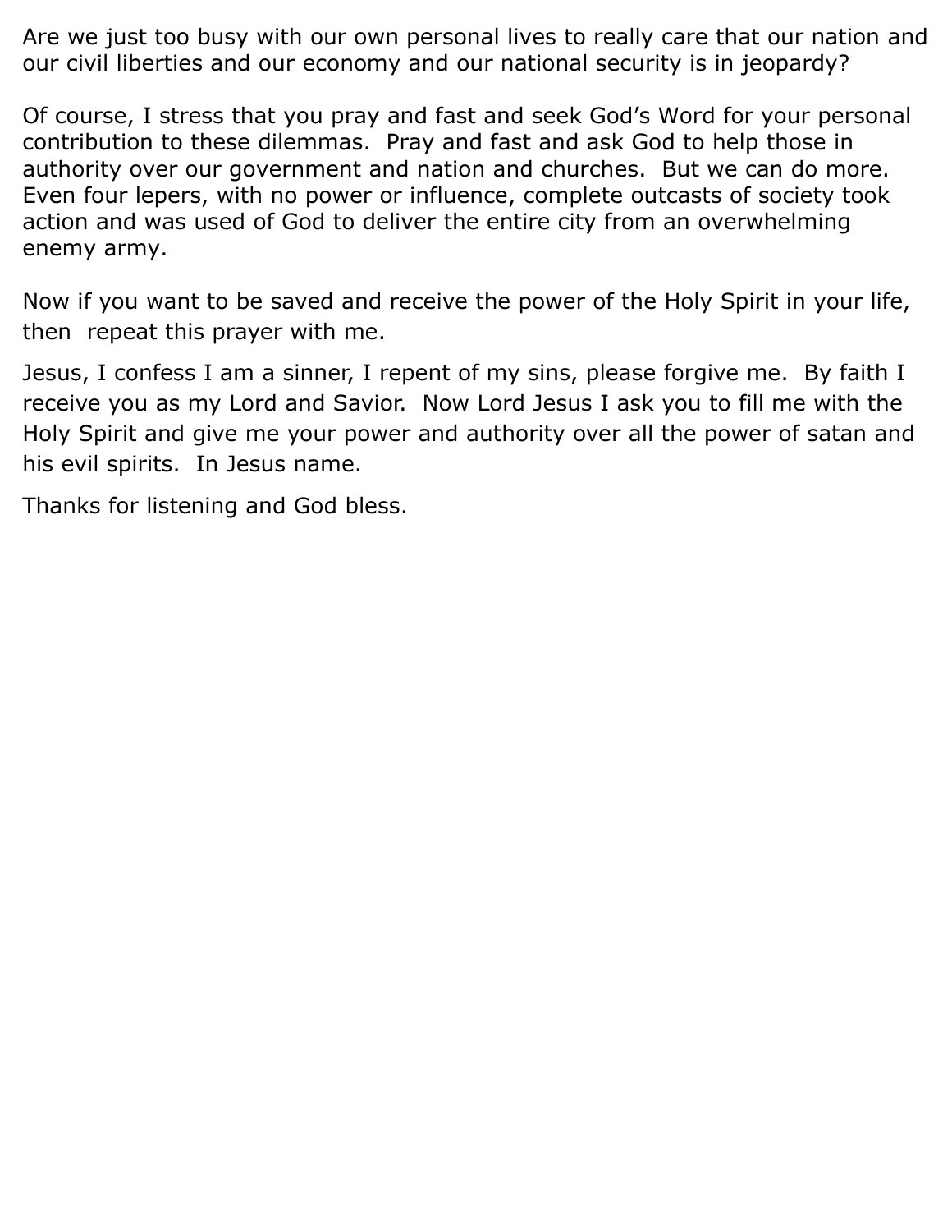Are we just too busy with our own personal lives to really care that our nation and our civil liberties and our economy and our national security is in jeopardy?

Of course, I stress that you pray and fast and seek God's Word for your personal contribution to these dilemmas. Pray and fast and ask God to help those in authority over our government and nation and churches. But we can do more. Even four lepers, with no power or influence, complete outcasts of society took action and was used of God to deliver the entire city from an overwhelming enemy army.

Now if you want to be saved and receive the power of the Holy Spirit in your life, then repeat this prayer with me.

Jesus, I confess I am a sinner, I repent of my sins, please forgive me. By faith I receive you as my Lord and Savior. Now Lord Jesus I ask you to fill me with the Holy Spirit and give me your power and authority over all the power of satan and his evil spirits. In Jesus name.

Thanks for listening and God bless.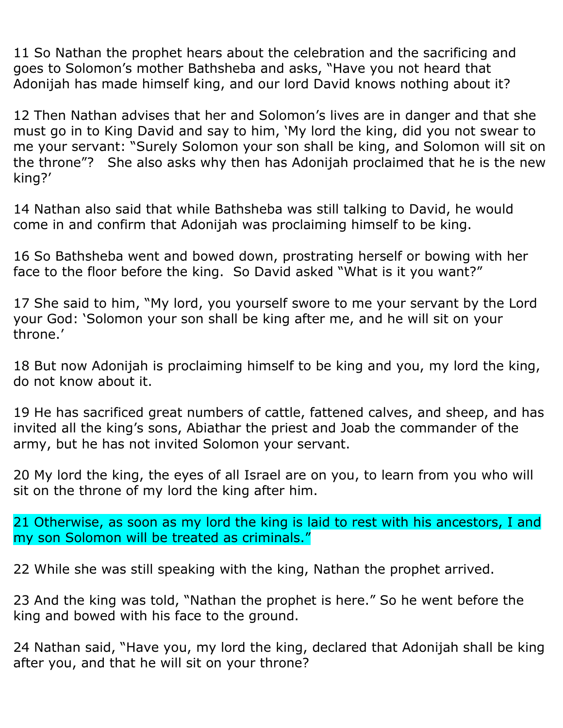11 So Nathan the prophet hears about the celebration and the sacrificing and goes to Solomon's mother Bathsheba and asks, "Have you not heard that Adonijah has made himself king, and our lord David knows nothing about it?

12 Then Nathan advises that her and Solomon's lives are in danger and that she must go in to King David and say to him, 'My lord the king, did you not swear to me your servant: "Surely Solomon your son shall be king, and Solomon will sit on the throne"? She also asks why then has Adonijah proclaimed that he is the new king?'

14 Nathan also said that while Bathsheba was still talking to David, he would come in and confirm that Adonijah was proclaiming himself to be king.

16 So Bathsheba went and bowed down, prostrating herself or bowing with her face to the floor before the king. So David asked "What is it you want?"

17 She said to him, "My lord, you yourself swore to me your servant by the Lord your God: 'Solomon your son shall be king after me, and he will sit on your throne.'

18 But now Adonijah is proclaiming himself to be king and you, my lord the king, do not know about it.

19 He has sacrificed great numbers of cattle, fattened calves, and sheep, and has invited all the king's sons, Abiathar the priest and Joab the commander of the army, but he has not invited Solomon your servant.

20 My lord the king, the eyes of all Israel are on you, to learn from you who will sit on the throne of my lord the king after him.

21 Otherwise, as soon as my lord the king is laid to rest with his ancestors, I and my son Solomon will be treated as criminals."

22 While she was still speaking with the king, Nathan the prophet arrived.

23 And the king was told, "Nathan the prophet is here." So he went before the king and bowed with his face to the ground.

24 Nathan said, "Have you, my lord the king, declared that Adonijah shall be king after you, and that he will sit on your throne?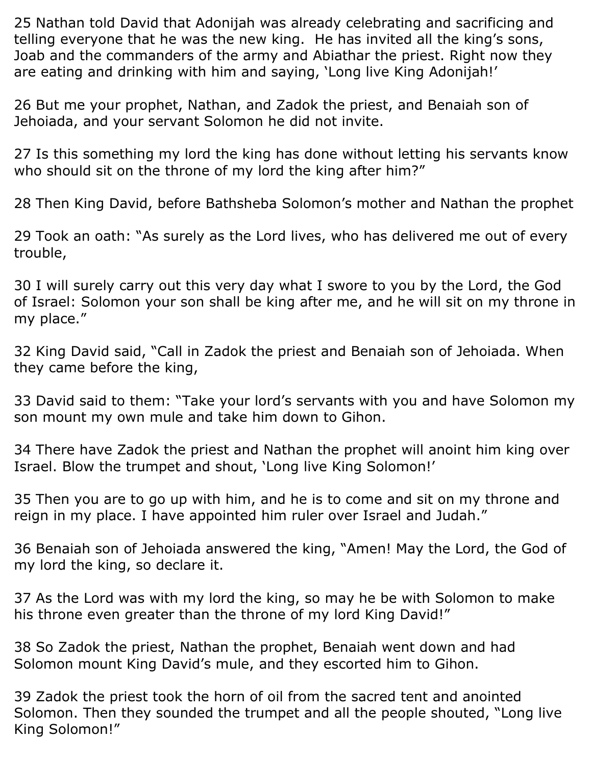25 Nathan told David that Adonijah was already celebrating and sacrificing and telling everyone that he was the new king. He has invited all the king's sons, Joab and the commanders of the army and Abiathar the priest. Right now they are eating and drinking with him and saying, 'Long live King Adonijah!'

26 But me your prophet, Nathan, and Zadok the priest, and Benaiah son of Jehoiada, and your servant Solomon he did not invite.

27 Is this something my lord the king has done without letting his servants know who should sit on the throne of my lord the king after him?"

28 Then King David, before Bathsheba Solomon's mother and Nathan the prophet

29 Took an oath: "As surely as the Lord lives, who has delivered me out of every trouble,

30 I will surely carry out this very day what I swore to you by the Lord, the God of Israel: Solomon your son shall be king after me, and he will sit on my throne in my place."

32 King David said, "Call in Zadok the priest and Benaiah son of Jehoiada. When they came before the king,

33 David said to them: "Take your lord's servants with you and have Solomon my son mount my own mule and take him down to Gihon.

34 There have Zadok the priest and Nathan the prophet will anoint him king over Israel. Blow the trumpet and shout, 'Long live King Solomon!'

35 Then you are to go up with him, and he is to come and sit on my throne and reign in my place. I have appointed him ruler over Israel and Judah."

36 Benaiah son of Jehoiada answered the king, "Amen! May the Lord, the God of my lord the king, so declare it.

37 As the Lord was with my lord the king, so may he be with Solomon to make his throne even greater than the throne of my lord King David!"

38 So Zadok the priest, Nathan the prophet, Benaiah went down and had Solomon mount King David's mule, and they escorted him to Gihon.

39 Zadok the priest took the horn of oil from the sacred tent and anointed Solomon. Then they sounded the trumpet and all the people shouted, "Long live King Solomon!"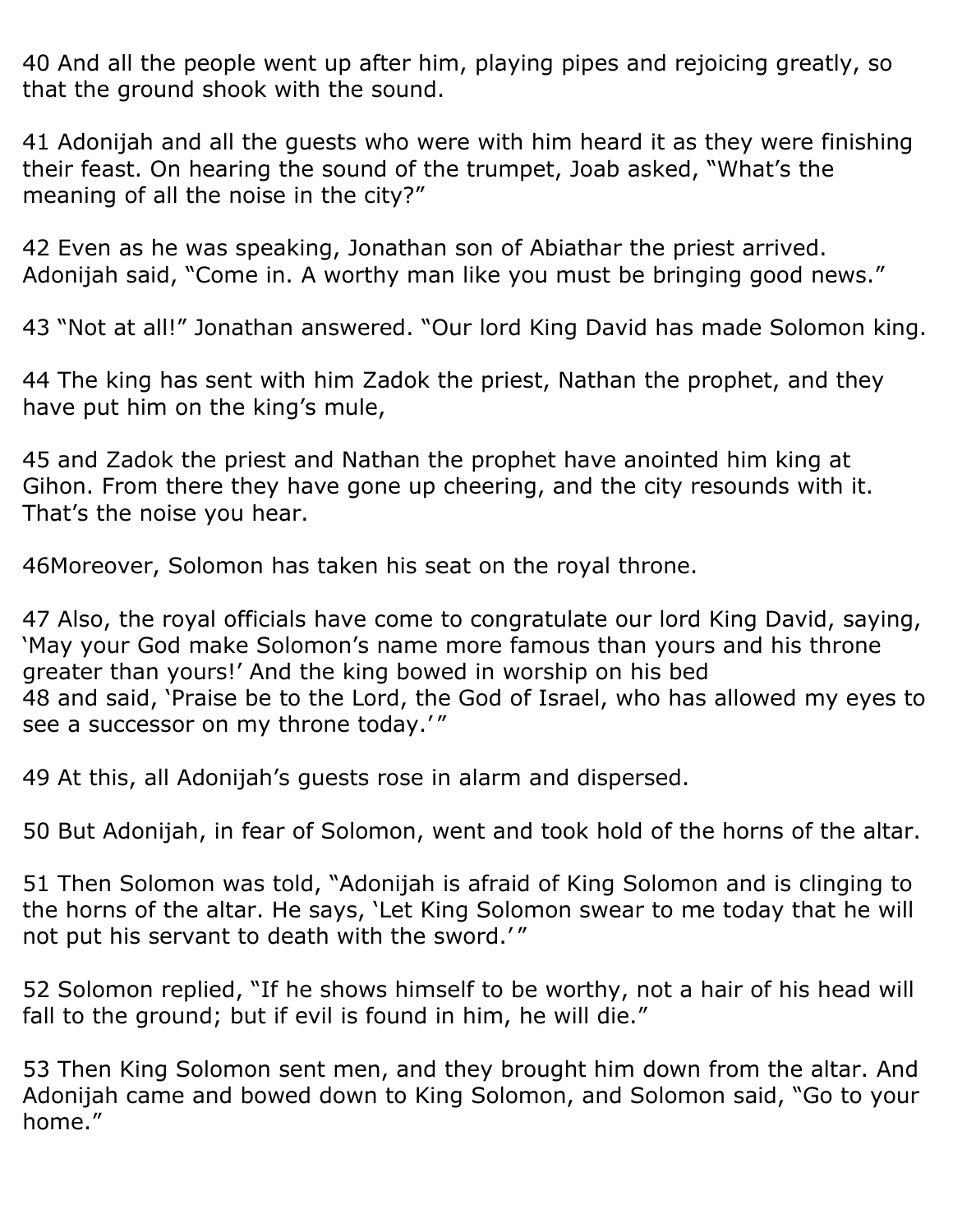40 And all the people went up after him, playing pipes and rejoicing greatly, so that the ground shook with the sound.

41 Adonijah and all the guests who were with him heard it as they were finishing their feast. On hearing the sound of the trumpet, Joab asked, “What’s the meaning of all the noise in the city?”

42 Even as he was speaking, Jonathan son of Abiathar the priest arrived. Adonijah said, “Come in. A worthy man like you must be bringing good news.”

43 “Not at all!” Jonathan answered. “Our lord King David has made Solomon king.

44 The king has sent with him Zadok the priest, Nathan the prophet, and they have put him on the king’s mule,

45 and Zadok the priest and Nathan the prophet have anointed him king at Gihon. From there they have gone up cheering, and the city resounds with it. That’s the noise you hear.

46Moreover, Solomon has taken his seat on the royal throne.

47 Also, the royal officials have come to congratulate our lord King David, saying, ‘May your God make Solomon’s name more famous than yours and his throne greater than yours!’ And the king bowed in worship on his bed
48 and said, ‘Praise be to the Lord, the God of Israel, who has allowed my eyes to see a successor on my throne today.’”

49 At this, all Adonijah’s guests rose in alarm and dispersed.

50 But Adonijah, in fear of Solomon, went and took hold of the horns of the altar.

51 Then Solomon was told, “Adonijah is afraid of King Solomon and is clinging to the horns of the altar. He says, ‘Let King Solomon swear to me today that he will not put his servant to death with the sword.’”

52 Solomon replied, “If he shows himself to be worthy, not a hair of his head will fall to the ground; but if evil is found in him, he will die.”

53 Then King Solomon sent men, and they brought him down from the altar. And Adonijah came and bowed down to King Solomon, and Solomon said, “Go to your home.”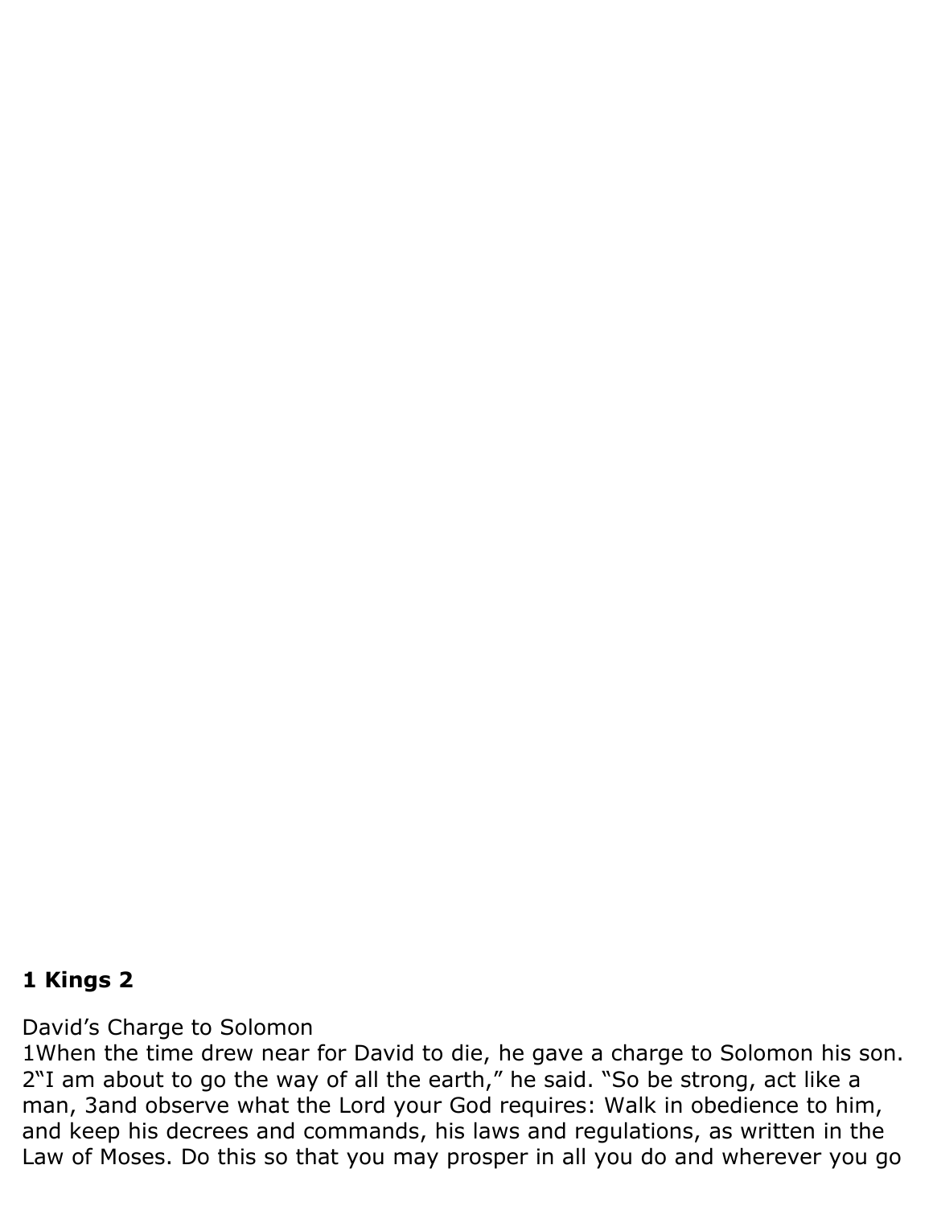**1 Kings 2**

David’s Charge to Solomon

1When the time drew near for David to die, he gave a charge to Solomon his son. 2“I am about to go the way of all the earth,” he said. “So be strong, act like a man, 3and observe what the Lord your God requires: Walk in obedience to him, and keep his decrees and commands, his laws and regulations, as written in the Law of Moses. Do this so that you may prosper in all you do and wherever you go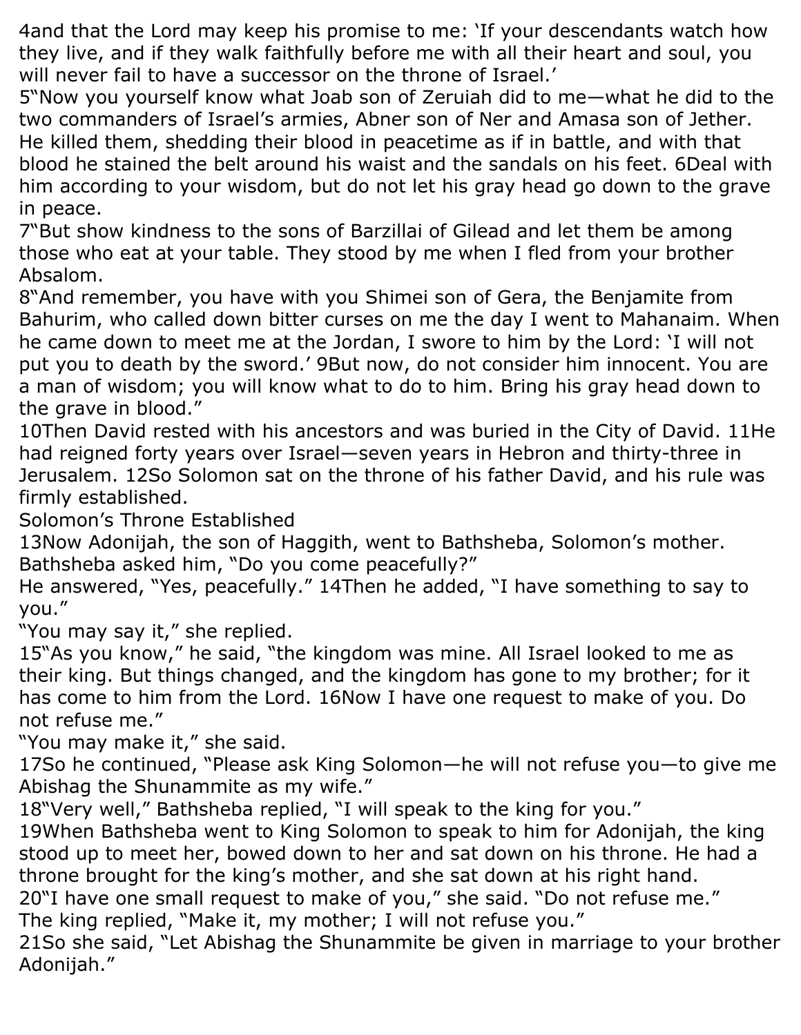4and that the Lord may keep his promise to me: 'If your descendants watch how they live, and if they walk faithfully before me with all their heart and soul, you will never fail to have a successor on the throne of Israel.'

5"Now you yourself know what Joab son of Zeruiah did to me—what he did to the two commanders of Israel's armies, Abner son of Ner and Amasa son of Jether. He killed them, shedding their blood in peacetime as if in battle, and with that blood he stained the belt around his waist and the sandals on his feet. 6Deal with him according to your wisdom, but do not let his gray head go down to the grave in peace.

7"But show kindness to the sons of Barzillai of Gilead and let them be among those who eat at your table. They stood by me when I fled from your brother Absalom.

8"And remember, you have with you Shimei son of Gera, the Benjamite from Bahurim, who called down bitter curses on me the day I went to Mahanaim. When he came down to meet me at the Jordan, I swore to him by the Lord: 'I will not put you to death by the sword.' 9But now, do not consider him innocent. You are a man of wisdom; you will know what to do to him. Bring his gray head down to the grave in blood."

10Then David rested with his ancestors and was buried in the City of David. 11He had reigned forty years over Israel—seven years in Hebron and thirty-three in Jerusalem. 12So Solomon sat on the throne of his father David, and his rule was firmly established.

## Solomon's Throne Established

13Now Adonijah, the son of Haggith, went to Bathsheba, Solomon's mother. Bathsheba asked him, "Do you come peacefully?"

He answered, "Yes, peacefully." 14Then he added, "I have something to say to you."

"You may say it," she replied.

15"As you know," he said, "the kingdom was mine. All Israel looked to me as their king. But things changed, and the kingdom has gone to my brother; for it has come to him from the Lord. 16Now I have one request to make of you. Do not refuse me."

"You may make it," she said.

17So he continued, "Please ask King Solomon—he will not refuse you—to give me Abishag the Shunammite as my wife."

18"Very well," Bathsheba replied, "I will speak to the king for you."

19When Bathsheba went to King Solomon to speak to him for Adonijah, the king stood up to meet her, bowed down to her and sat down on his throne. He had a throne brought for the king's mother, and she sat down at his right hand.

20"I have one small request to make of you," she said. "Do not refuse me."

The king replied, "Make it, my mother; I will not refuse you."

21So she said, "Let Abishag the Shunammite be given in marriage to your brother Adonijah."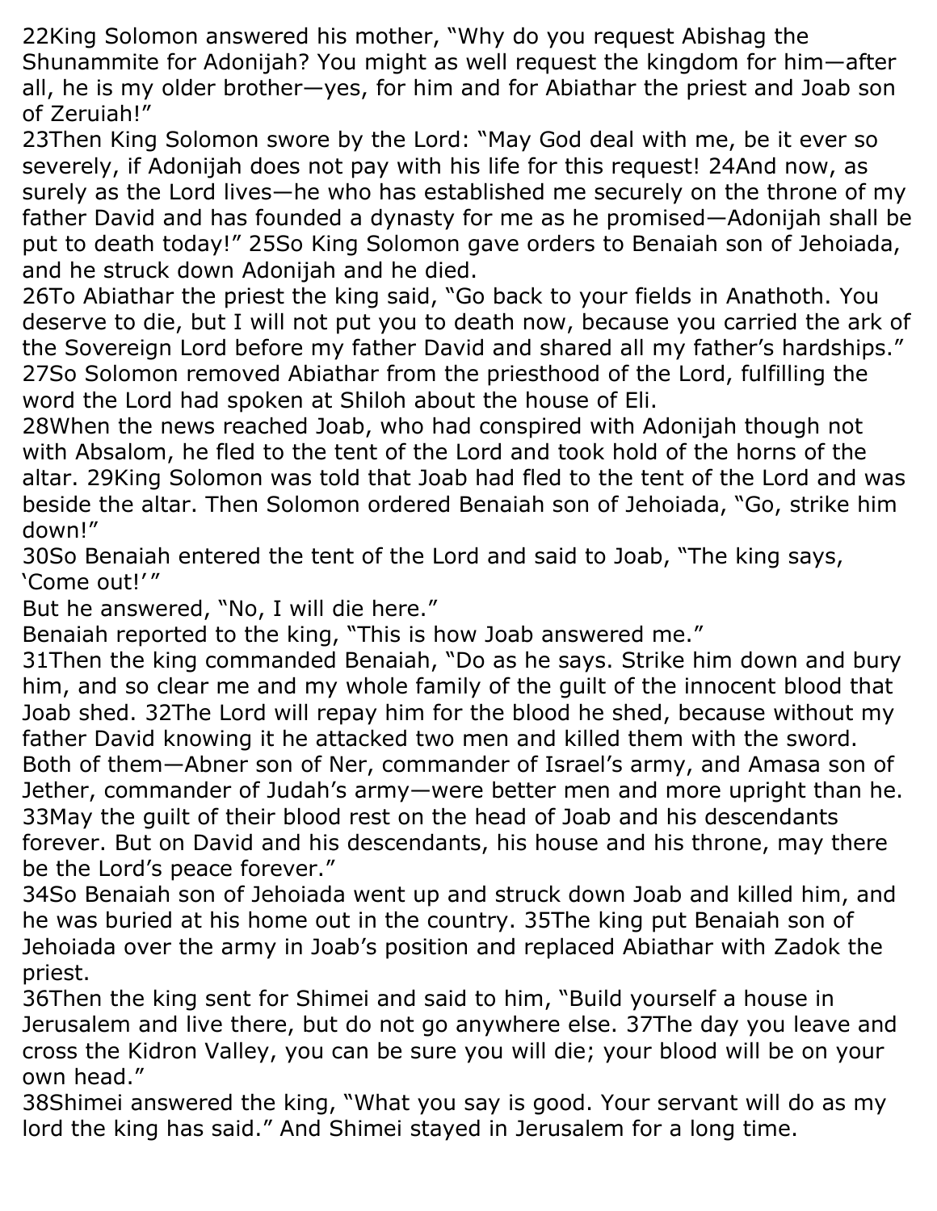22King Solomon answered his mother, "Why do you request Abishag the Shunammite for Adonijah? You might as well request the kingdom for him—after all, he is my older brother—yes, for him and for Abiathar the priest and Joab son of Zeruiah!"

23Then King Solomon swore by the Lord: "May God deal with me, be it ever so severely, if Adonijah does not pay with his life for this request! 24And now, as surely as the Lord lives—he who has established me securely on the throne of my father David and has founded a dynasty for me as he promised—Adonijah shall be put to death today!" 25So King Solomon gave orders to Benaiah son of Jehoiada, and he struck down Adonijah and he died.

26To Abiathar the priest the king said, "Go back to your fields in Anathoth. You deserve to die, but I will not put you to death now, because you carried the ark of the Sovereign Lord before my father David and shared all my father's hardships." 27So Solomon removed Abiathar from the priesthood of the Lord, fulfilling the word the Lord had spoken at Shiloh about the house of Eli.

28When the news reached Joab, who had conspired with Adonijah though not with Absalom, he fled to the tent of the Lord and took hold of the horns of the altar. 29King Solomon was told that Joab had fled to the tent of the Lord and was beside the altar. Then Solomon ordered Benaiah son of Jehoiada, "Go, strike him down!"

30So Benaiah entered the tent of the Lord and said to Joab, "The king says, 'Come out!'"

But he answered, "No, I will die here."

Benaiah reported to the king, "This is how Joab answered me."

31Then the king commanded Benaiah, "Do as he says. Strike him down and bury him, and so clear me and my whole family of the guilt of the innocent blood that Joab shed. 32The Lord will repay him for the blood he shed, because without my father David knowing it he attacked two men and killed them with the sword. Both of them—Abner son of Ner, commander of Israel's army, and Amasa son of Jether, commander of Judah's army—were better men and more upright than he. 33May the guilt of their blood rest on the head of Joab and his descendants forever. But on David and his descendants, his house and his throne, may there be the Lord's peace forever."

34So Benaiah son of Jehoiada went up and struck down Joab and killed him, and he was buried at his home out in the country. 35The king put Benaiah son of Jehoiada over the army in Joab's position and replaced Abiathar with Zadok the priest.

36Then the king sent for Shimei and said to him, "Build yourself a house in Jerusalem and live there, but do not go anywhere else. 37The day you leave and cross the Kidron Valley, you can be sure you will die; your blood will be on your own head."

38Shimei answered the king, "What you say is good. Your servant will do as my lord the king has said." And Shimei stayed in Jerusalem for a long time.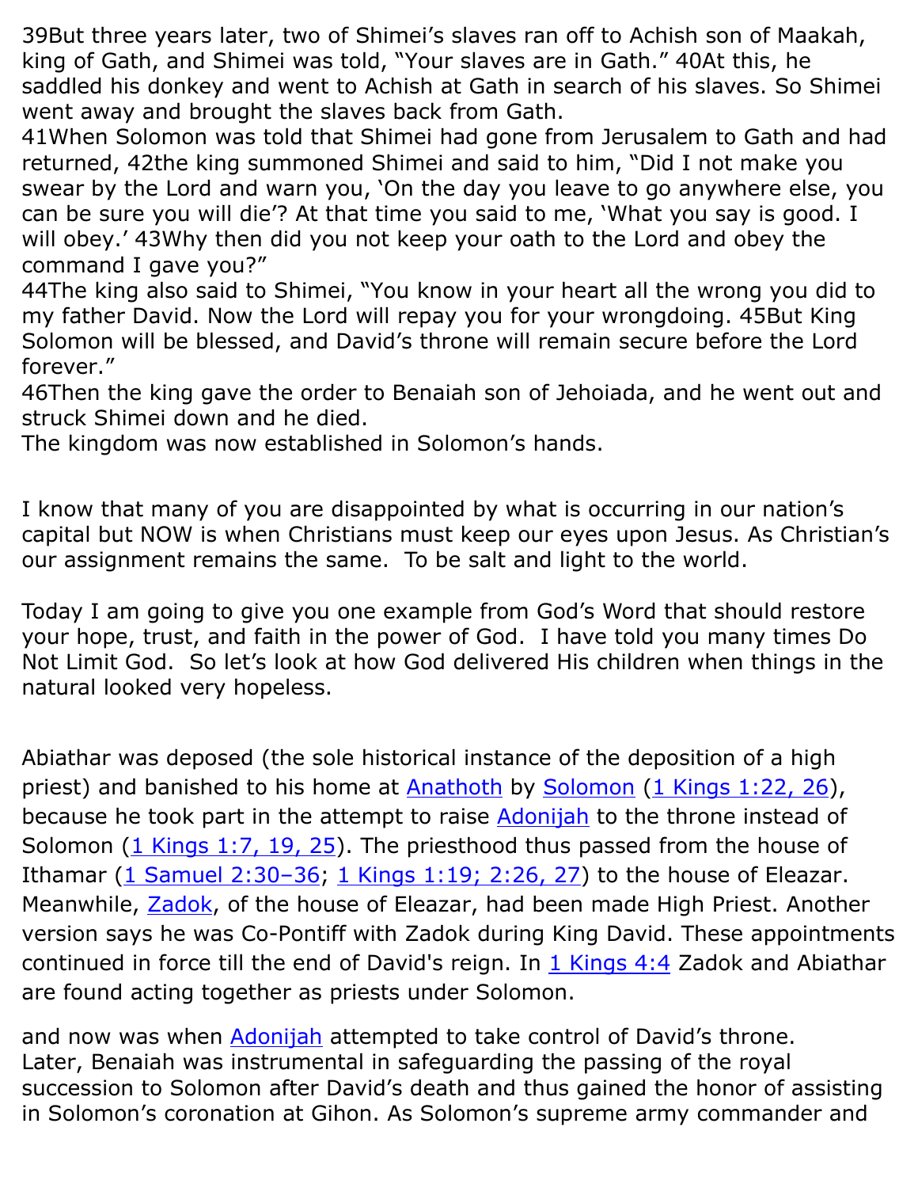39But three years later, two of Shimei's slaves ran off to Achish son of Maakah, king of Gath, and Shimei was told, "Your slaves are in Gath." 40At this, he saddled his donkey and went to Achish at Gath in search of his slaves. So Shimei went away and brought the slaves back from Gath.
41When Solomon was told that Shimei had gone from Jerusalem to Gath and had returned, 42the king summoned Shimei and said to him, "Did I not make you swear by the Lord and warn you, 'On the day you leave to go anywhere else, you can be sure you will die'? At that time you said to me, 'What you say is good. I will obey.' 43Why then did you not keep your oath to the Lord and obey the command I gave you?"
44The king also said to Shimei, "You know in your heart all the wrong you did to my father David. Now the Lord will repay you for your wrongdoing. 45But King Solomon will be blessed, and David's throne will remain secure before the Lord forever."
46Then the king gave the order to Benaiah son of Jehoiada, and he went out and struck Shimei down and he died.
The kingdom was now established in Solomon's hands.

I know that many of you are disappointed by what is occurring in our nation's capital but NOW is when Christians must keep our eyes upon Jesus. As Christian's our assignment remains the same. To be salt and light to the world.

Today I am going to give you one example from God's Word that should restore your hope, trust, and faith in the power of God. I have told you many times Do Not Limit God. So let's look at how God delivered His children when things in the natural looked very hopeless.

Abiathar was deposed (the sole historical instance of the deposition of a high priest) and banished to his home at Anathoth by Solomon (1 Kings 1:22, 26), because he took part in the attempt to raise Adonijah to the throne instead of Solomon (1 Kings 1:7, 19, 25). The priesthood thus passed from the house of Ithamar (1 Samuel 2:30–36; 1 Kings 1:19; 2:26, 27) to the house of Eleazar. Meanwhile, Zadok, of the house of Eleazar, had been made High Priest. Another version says he was Co-Pontiff with Zadok during King David. These appointments continued in force till the end of David's reign. In 1 Kings 4:4 Zadok and Abiathar are found acting together as priests under Solomon.

and now was when Adonijah attempted to take control of David's throne.
Later, Benaiah was instrumental in safeguarding the passing of the royal succession to Solomon after David's death and thus gained the honor of assisting in Solomon's coronation at Gihon. As Solomon's supreme army commander and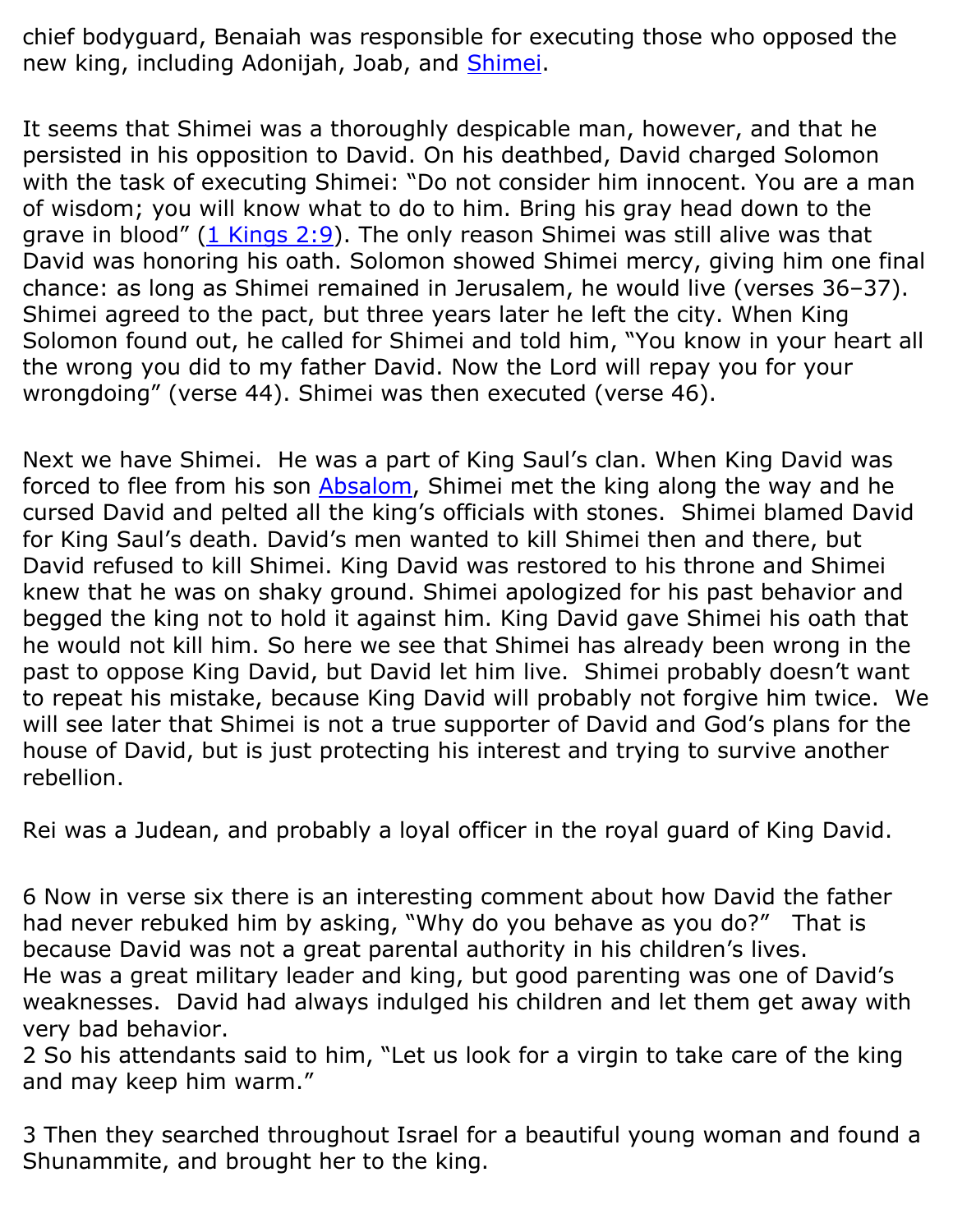chief bodyguard, Benaiah was responsible for executing those who opposed the new king, including Adonijah, Joab, and Shimei.

It seems that Shimei was a thoroughly despicable man, however, and that he persisted in his opposition to David. On his deathbed, David charged Solomon with the task of executing Shimei: "Do not consider him innocent. You are a man of wisdom; you will know what to do to him. Bring his gray head down to the grave in blood" (1 Kings 2:9). The only reason Shimei was still alive was that David was honoring his oath. Solomon showed Shimei mercy, giving him one final chance: as long as Shimei remained in Jerusalem, he would live (verses 36–37). Shimei agreed to the pact, but three years later he left the city. When King Solomon found out, he called for Shimei and told him, "You know in your heart all the wrong you did to my father David. Now the Lord will repay you for your wrongdoing" (verse 44). Shimei was then executed (verse 46).

Next we have Shimei. He was a part of King Saul's clan. When King David was forced to flee from his son Absalom, Shimei met the king along the way and he cursed David and pelted all the king's officials with stones. Shimei blamed David for King Saul's death. David's men wanted to kill Shimei then and there, but David refused to kill Shimei. King David was restored to his throne and Shimei knew that he was on shaky ground. Shimei apologized for his past behavior and begged the king not to hold it against him. King David gave Shimei his oath that he would not kill him. So here we see that Shimei has already been wrong in the past to oppose King David, but David let him live. Shimei probably doesn't want to repeat his mistake, because King David will probably not forgive him twice. We will see later that Shimei is not a true supporter of David and God's plans for the house of David, but is just protecting his interest and trying to survive another rebellion.

Rei was a Judean, and probably a loyal officer in the royal guard of King David.

6 Now in verse six there is an interesting comment about how David the father had never rebuked him by asking, "Why do you behave as you do?" That is because David was not a great parental authority in his children's lives.
He was a great military leader and king, but good parenting was one of David's weaknesses. David had always indulged his children and let them get away with very bad behavior.
2 So his attendants said to him, "Let us look for a virgin to take care of the king and may keep him warm."

3 Then they searched throughout Israel for a beautiful young woman and found a Shunammite, and brought her to the king.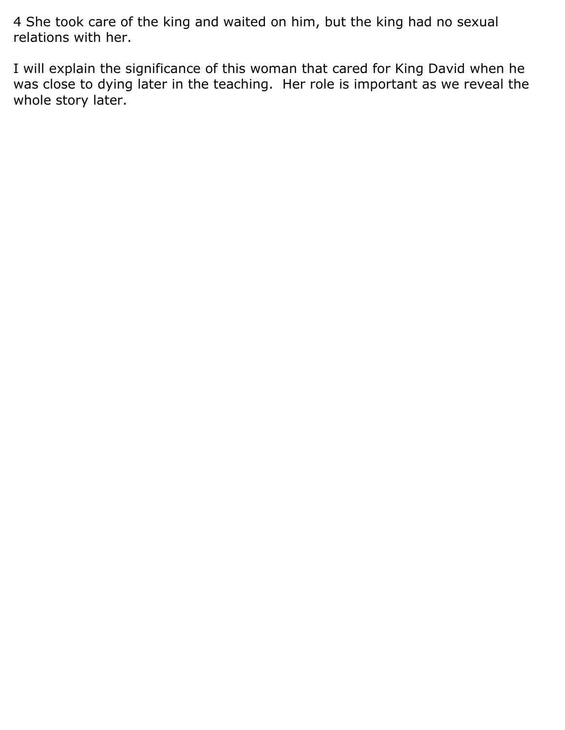4 She took care of the king and waited on him, but the king had no sexual relations with her.

I will explain the significance of this woman that cared for King David when he was close to dying later in the teaching.  Her role is important as we reveal the whole story later.